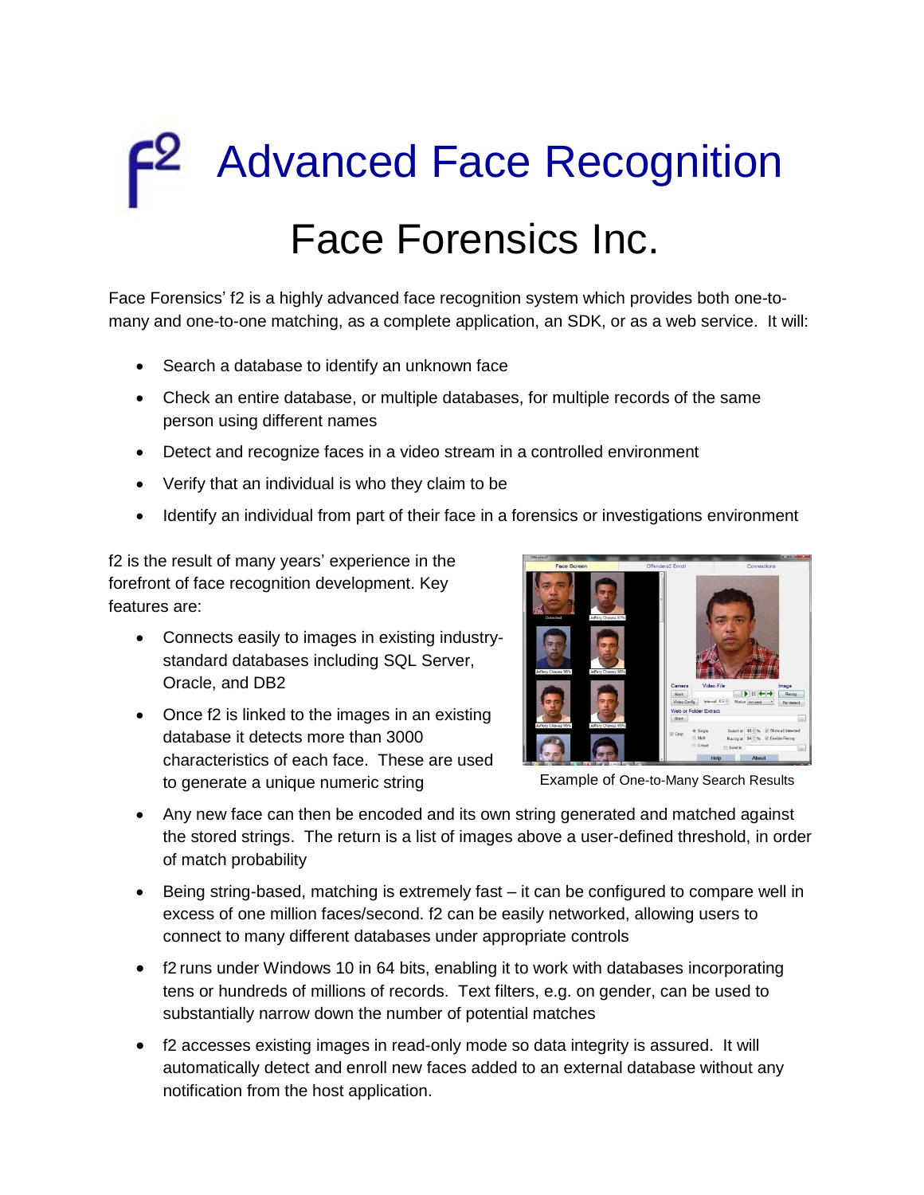# f2 Advanced Face Recognition

## Face Forensics Inc.

Face Forensics' f2 is a highly advanced face recognition system which provides both one-to-many and one-to-one matching, as a complete application, an SDK, or as a web service. It will:

- Search a database to identify an unknown face
- Check an entire database, or multiple databases, for multiple records of the same person using different names
- Detect and recognize faces in a video stream in a controlled environment
- Verify that an individual is who they claim to be
- Identify an individual from part of their face in a forensics or investigations environment

f2 is the result of many years' experience in the forefront of face recognition development. Key features are:

- Connects easily to images in existing industry-standard databases including SQL Server, Oracle, and DB2
- Once f2 is linked to the images in an existing database it detects more than 3000 characteristics of each face. These are used to generate a unique numeric string
- Any new face can then be encoded and its own string generated and matched against the stored strings. The return is a list of images above a user-defined threshold, in order of match probability
- Being string-based, matching is extremely fast – it can be configured to compare well in excess of one million faces/second. f2 can be easily networked, allowing users to connect to many different databases under appropriate controls
- f2 runs under Windows 10 in 64 bits, enabling it to work with databases incorporating tens or hundreds of millions of records. Text filters, e.g. on gender, can be used to substantially narrow down the number of potential matches
- f2 accesses existing images in read-only mode so data integrity is assured. It will automatically detect and enroll new faces added to an external database without any notification from the host application.

Example of One-to-Many Search Results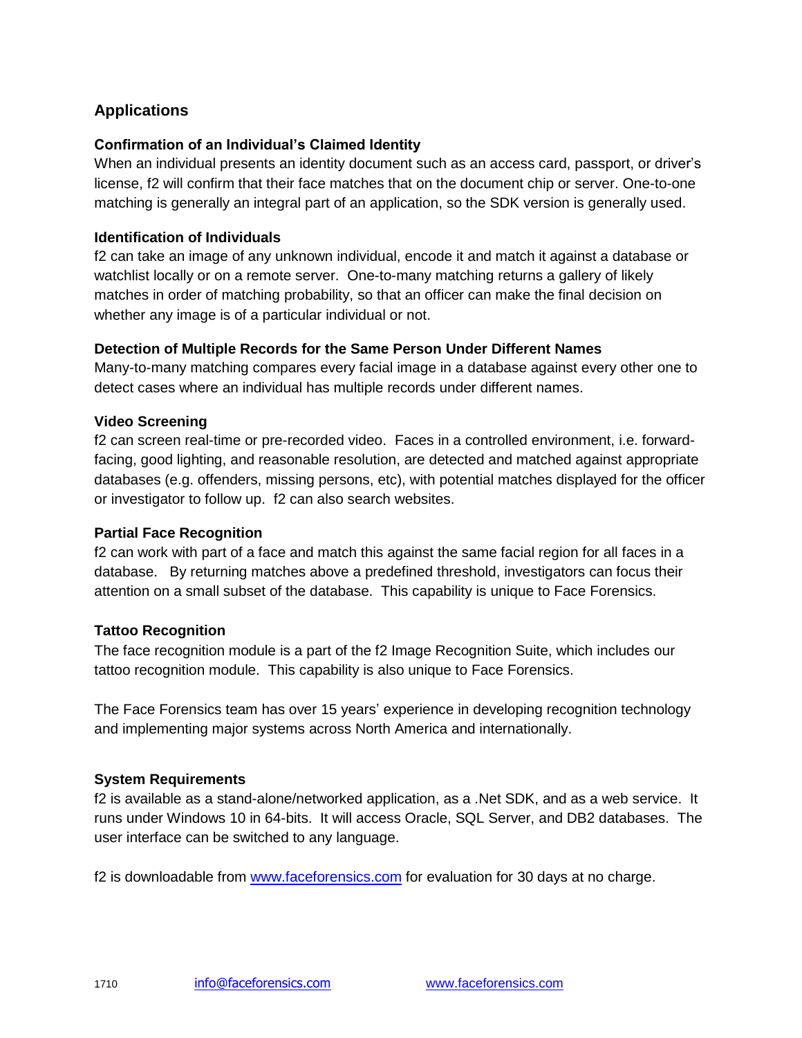## Applications

### Confirmation of an Individual's Claimed Identity

When an individual presents an identity document such as an access card, passport, or driver's license, f2 will confirm that their face matches that on the document chip or server. One-to-one matching is generally an integral part of an application, so the SDK version is generally used.

### Identification of Individuals

f2 can take an image of any unknown individual, encode it and match it against a database or watchlist locally or on a remote server. One-to-many matching returns a gallery of likely matches in order of matching probability, so that an officer can make the final decision on whether any image is of a particular individual or not.

### Detection of Multiple Records for the Same Person Under Different Names

Many-to-many matching compares every facial image in a database against every other one to detect cases where an individual has multiple records under different names.

### Video Screening

f2 can screen real-time or pre-recorded video. Faces in a controlled environment, i.e. forward-facing, good lighting, and reasonable resolution, are detected and matched against appropriate databases (e.g. offenders, missing persons, etc), with potential matches displayed for the officer or investigator to follow up. f2 can also search websites.

### Partial Face Recognition

f2 can work with part of a face and match this against the same facial region for all faces in a database. By returning matches above a predefined threshold, investigators can focus their attention on a small subset of the database. This capability is unique to Face Forensics.

### Tattoo Recognition

The face recognition module is a part of the f2 Image Recognition Suite, which includes our tattoo recognition module. This capability is also unique to Face Forensics.

The Face Forensics team has over 15 years' experience in developing recognition technology and implementing major systems across North America and internationally.

### System Requirements

f2 is available as a stand-alone/networked application, as a .Net SDK, and as a web service. It runs under Windows 10 in 64-bits. It will access Oracle, SQL Server, and DB2 databases. The user interface can be switched to any language.

f2 is downloadable from [www.faceforensics.com](http://www.faceforensics.com) for evaluation for 30 days at no charge.

1710 [info@faceforensics.com](mailto:info@faceforensics.com) [www.faceforensics.com](http://www.faceforensics.com)